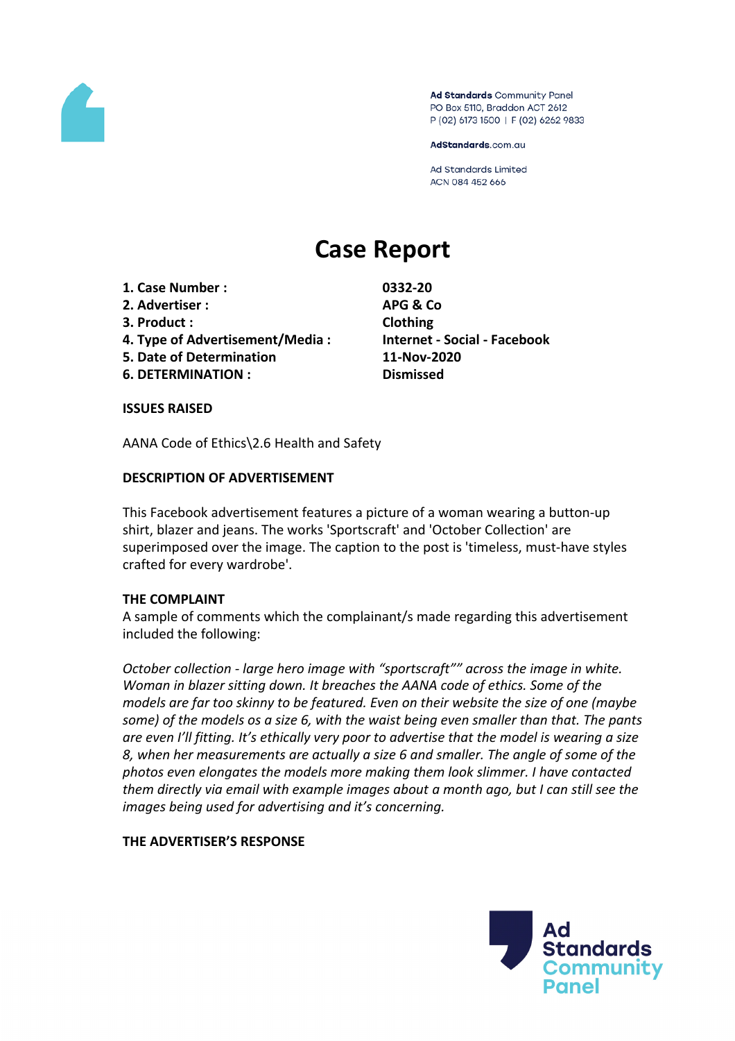Ad Standards Community Panel
PO Box 5110, Braddon ACT 2612
P (02) 6173 1500 | F (02) 6262 9833

AdStandards.com.au

Ad Standards Limited
ACN 084 452 666

# Case Report

| | |
|---|---|
| **1. Case Number :** | **0332-20** |
| **2. Advertiser :** | **APG & Co** |
| **3. Product :** | **Clothing** |
| **4. Type of Advertisement/Media :** | **Internet - Social - Facebook** |
| **5. Date of Determination** | **11-Nov-2020** |
| **6. DETERMINATION :** | **Dismissed** |

**ISSUES RAISED**

AANA Code of Ethics\2.6 Health and Safety

**DESCRIPTION OF ADVERTISEMENT**

This Facebook advertisement features a picture of a woman wearing a button-up shirt, blazer and jeans. The works 'Sportscraft' and 'October Collection' are superimposed over the image. The caption to the post is 'timeless, must-have styles crafted for every wardrobe'.

**THE COMPLAINT**

A sample of comments which the complainant/s made regarding this advertisement included the following:

*October collection - large hero image with "sportscraft"" across the image in white. Woman in blazer sitting down. It breaches the AANA code of ethics. Some of the models are far too skinny to be featured. Even on their website the size of one (maybe some) of the models os a size 6, with the waist being even smaller than that. The pants are even I'll fitting. It's ethically very poor to advertise that the model is wearing a size 8, when her measurements are actually a size 6 and smaller. The angle of some of the photos even elongates the models more making them look slimmer. I have contacted them directly via email with example images about a month ago, but I can still see the images being used for advertising and it's concerning.*

**THE ADVERTISER'S RESPONSE**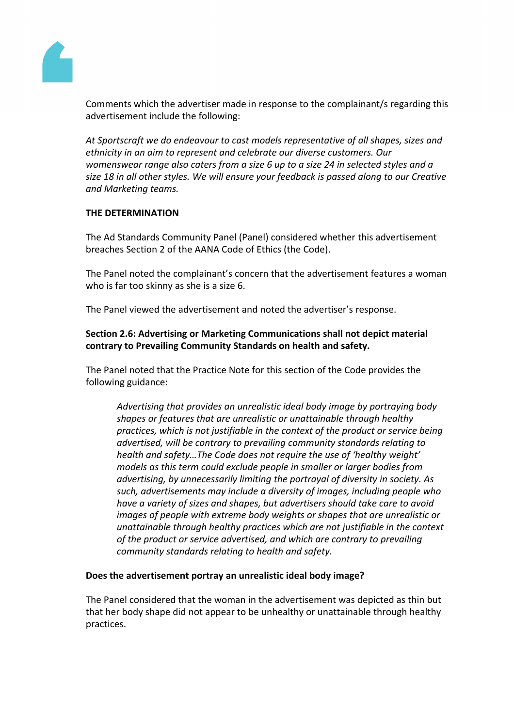Comments which the advertiser made in response to the complainant/s regarding this advertisement include the following:

*At Sportscraft we do endeavour to cast models representative of all shapes, sizes and ethnicity in an aim to represent and celebrate our diverse customers. Our womenswear range also caters from a size 6 up to a size 24 in selected styles and a size 18 in all other styles. We will ensure your feedback is passed along to our Creative and Marketing teams.*

**THE DETERMINATION**

The Ad Standards Community Panel (Panel) considered whether this advertisement breaches Section 2 of the AANA Code of Ethics (the Code).

The Panel noted the complainant's concern that the advertisement features a woman who is far too skinny as she is a size 6.

The Panel viewed the advertisement and noted the advertiser's response.

**Section 2.6: Advertising or Marketing Communications shall not depict material contrary to Prevailing Community Standards on health and safety.**

The Panel noted that the Practice Note for this section of the Code provides the following guidance:

> *Advertising that provides an unrealistic ideal body image by portraying body shapes or features that are unrealistic or unattainable through healthy practices, which is not justifiable in the context of the product or service being advertised, will be contrary to prevailing community standards relating to health and safety…The Code does not require the use of 'healthy weight' models as this term could exclude people in smaller or larger bodies from advertising, by unnecessarily limiting the portrayal of diversity in society. As such, advertisements may include a diversity of images, including people who have a variety of sizes and shapes, but advertisers should take care to avoid images of people with extreme body weights or shapes that are unrealistic or unattainable through healthy practices which are not justifiable in the context of the product or service advertised, and which are contrary to prevailing community standards relating to health and safety.*

**Does the advertisement portray an unrealistic ideal body image?**

The Panel considered that the woman in the advertisement was depicted as thin but that her body shape did not appear to be unhealthy or unattainable through healthy practices.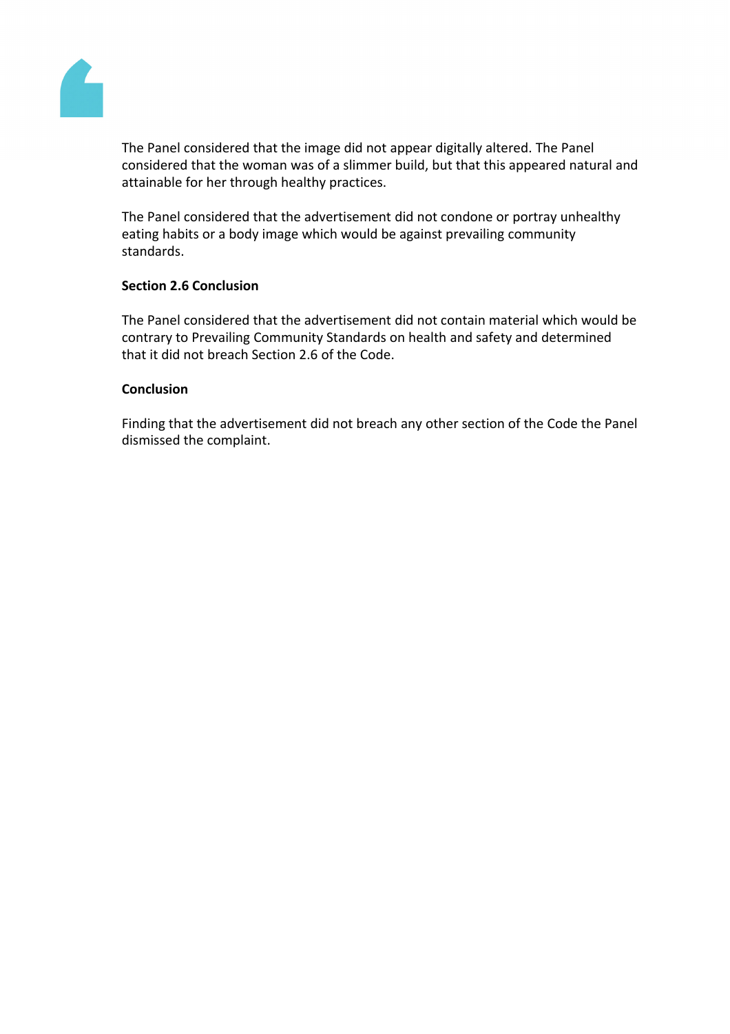The Panel considered that the image did not appear digitally altered. The Panel considered that the woman was of a slimmer build, but that this appeared natural and attainable for her through healthy practices.

The Panel considered that the advertisement did not condone or portray unhealthy eating habits or a body image which would be against prevailing community standards.

**Section 2.6 Conclusion**

The Panel considered that the advertisement did not contain material which would be contrary to Prevailing Community Standards on health and safety and determined that it did not breach Section 2.6 of the Code.

**Conclusion**

Finding that the advertisement did not breach any other section of the Code the Panel dismissed the complaint.